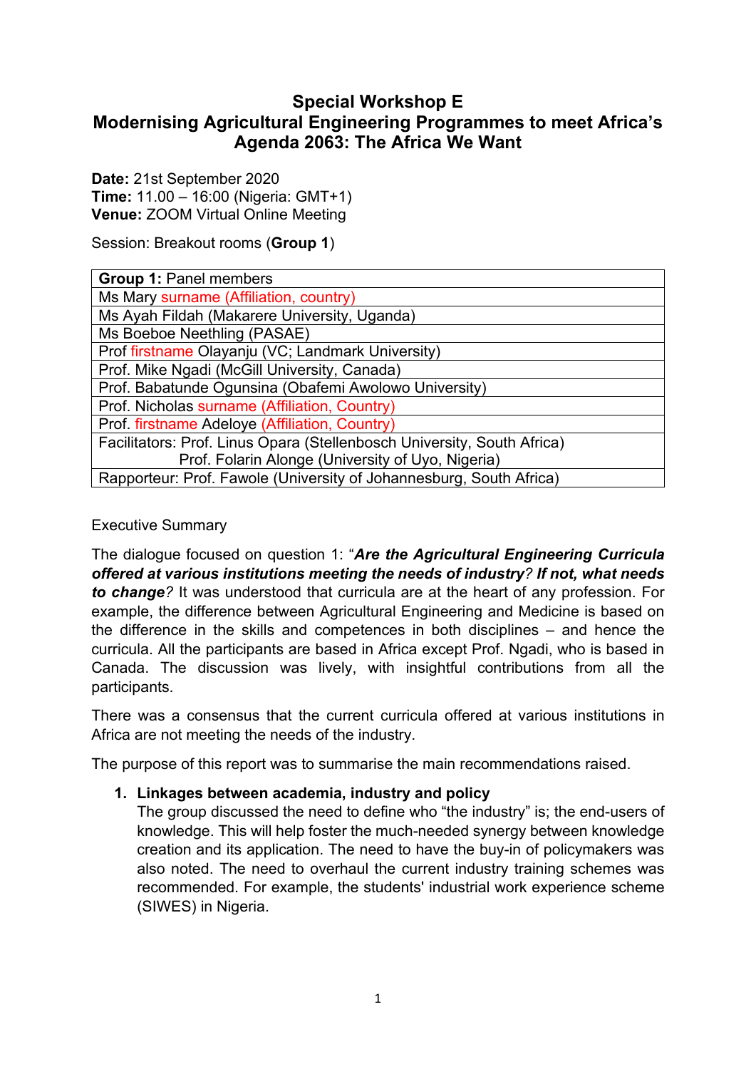# Special Workshop E
# Modernising Agricultural Engineering Programmes to meet Africa's Agenda 2063: The Africa We Want

**Date:** 21st September 2020
**Time:** 11.00 – 16:00 (Nigeria: GMT+1)
**Venue:** ZOOM Virtual Online Meeting

Session: Breakout rooms (**Group 1**)

| **Group 1:** Panel members |
|---|
| Ms Mary surname (Affiliation, country) |
| Ms Ayah Fildah (Makarere University, Uganda) |
| Ms Boeboe Neethling (PASAE) |
| Prof firstname Olayanju (VC; Landmark University) |
| Prof. Mike Ngadi (McGill University, Canada) |
| Prof. Babatunde Ogunsina (Obafemi Awolowo University) |
| Prof. Nicholas surname (Affiliation, Country) |
| Prof. firstname Adeloye (Affiliation, Country) |
| Facilitators: Prof. Linus Opara (Stellenbosch University, South Africa)<br>Prof. Folarin Alonge (University of Uyo, Nigeria) |
| Rapporteur: Prof. Fawole (University of Johannesburg, South Africa) |

Executive Summary

The dialogue focused on question 1: "***Are the Agricultural Engineering Curricula offered at various institutions meeting the needs of industry**? **If not, what needs to change**?* It was understood that curricula are at the heart of any profession. For example, the difference between Agricultural Engineering and Medicine is based on the difference in the skills and competences in both disciplines – and hence the curricula. All the participants are based in Africa except Prof. Ngadi, who is based in Canada. The discussion was lively, with insightful contributions from all the participants.

There was a consensus that the current curricula offered at various institutions in Africa are not meeting the needs of the industry.

The purpose of this report was to summarise the main recommendations raised.

1. **Linkages between academia, industry and policy**
   The group discussed the need to define who "the industry" is; the end-users of knowledge. This will help foster the much-needed synergy between knowledge creation and its application. The need to have the buy-in of policymakers was also noted. The need to overhaul the current industry training schemes was recommended. For example, the students' industrial work experience scheme (SIWES) in Nigeria.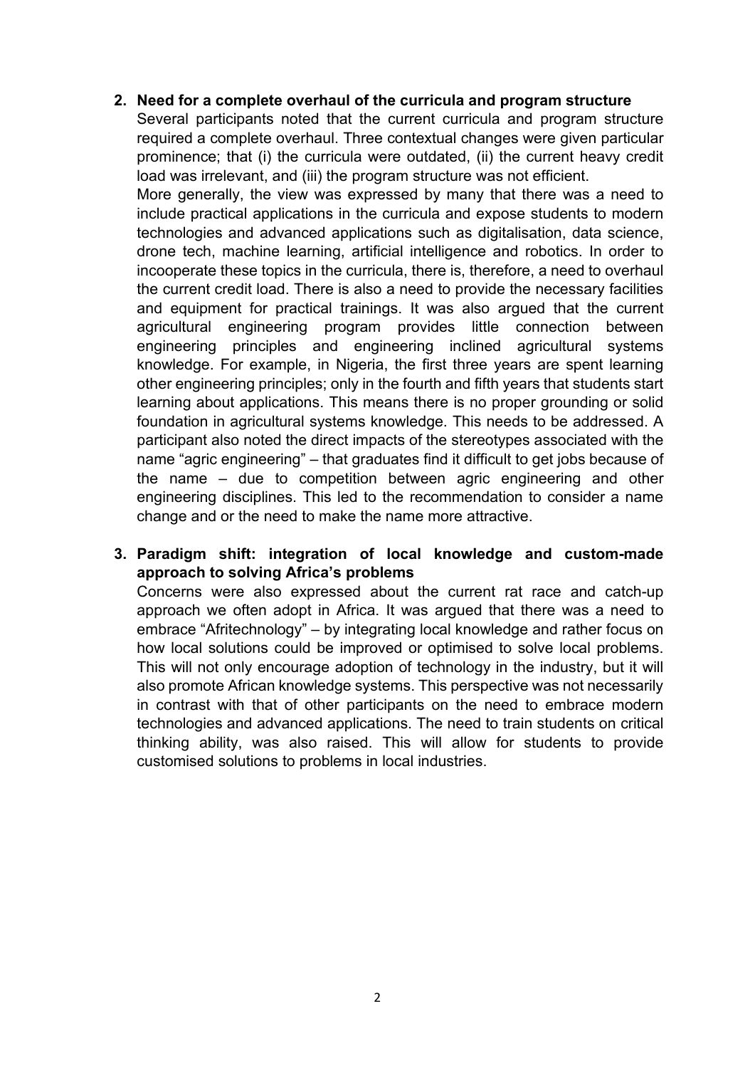**2. Need for a complete overhaul of the curricula and program structure**

Several participants noted that the current curricula and program structure required a complete overhaul. Three contextual changes were given particular prominence; that (i) the curricula were outdated, (ii) the current heavy credit load was irrelevant, and (iii) the program structure was not efficient.

More generally, the view was expressed by many that there was a need to include practical applications in the curricula and expose students to modern technologies and advanced applications such as digitalisation, data science, drone tech, machine learning, artificial intelligence and robotics. In order to incooperate these topics in the curricula, there is, therefore, a need to overhaul the current credit load. There is also a need to provide the necessary facilities and equipment for practical trainings. It was also argued that the current agricultural engineering program provides little connection between engineering principles and engineering inclined agricultural systems knowledge. For example, in Nigeria, the first three years are spent learning other engineering principles; only in the fourth and fifth years that students start learning about applications. This means there is no proper grounding or solid foundation in agricultural systems knowledge. This needs to be addressed. A participant also noted the direct impacts of the stereotypes associated with the name "agric engineering" – that graduates find it difficult to get jobs because of the name – due to competition between agric engineering and other engineering disciplines. This led to the recommendation to consider a name change and or the need to make the name more attractive.

**3. Paradigm shift: integration of local knowledge and custom-made approach to solving Africa's problems**

Concerns were also expressed about the current rat race and catch-up approach we often adopt in Africa. It was argued that there was a need to embrace "Afritechnology" – by integrating local knowledge and rather focus on how local solutions could be improved or optimised to solve local problems. This will not only encourage adoption of technology in the industry, but it will also promote African knowledge systems. This perspective was not necessarily in contrast with that of other participants on the need to embrace modern technologies and advanced applications. The need to train students on critical thinking ability, was also raised. This will allow for students to provide customised solutions to problems in local industries.